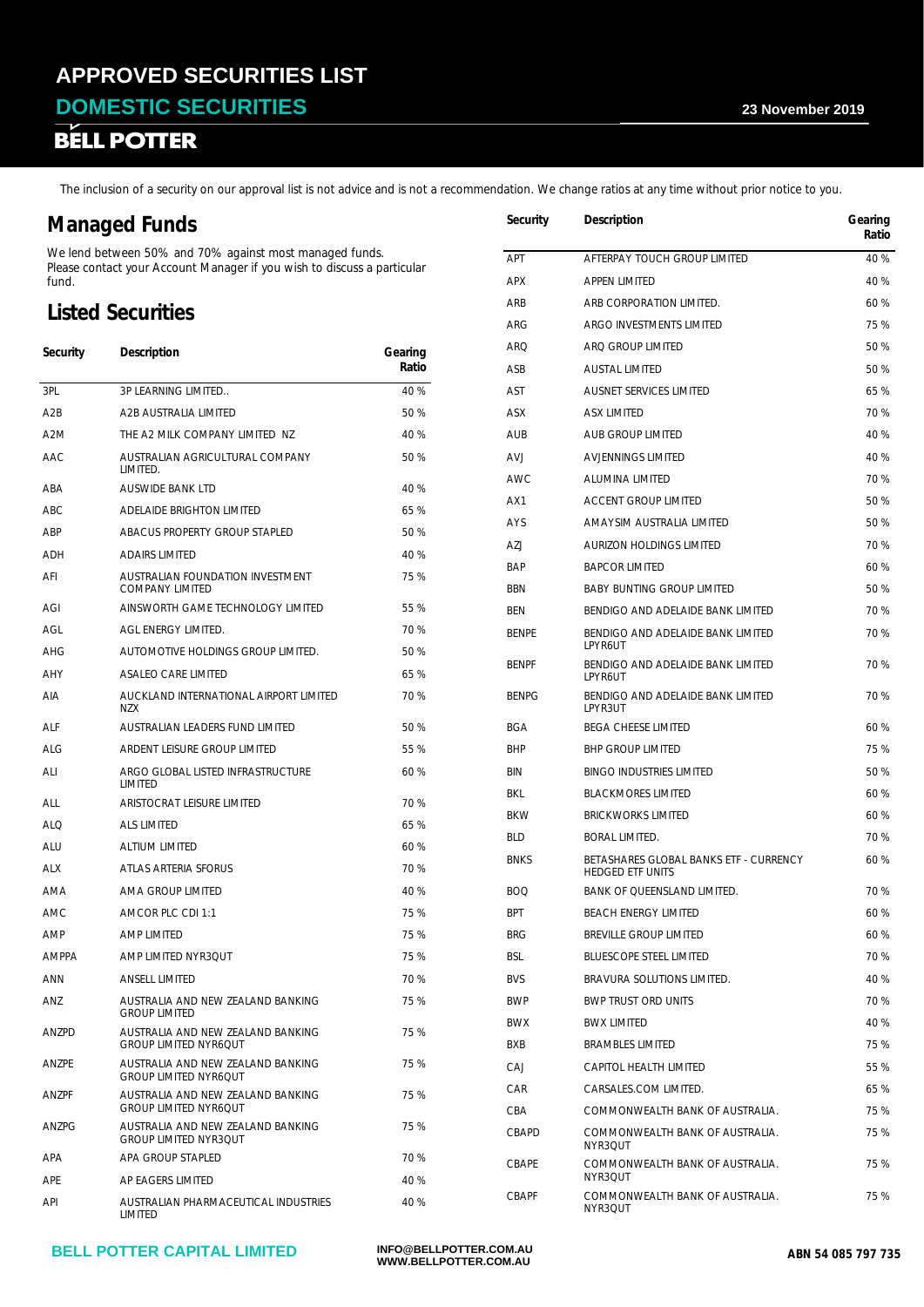# APPROVED SECURITIES LIST

## DOMESTIC SECURITIES

23 November 2019

BELL POTTER

The inclusion of a security on our approval list is not advice and is not a recommendation. We change ratios at any time without prior notice to you.

## Managed Funds

We lend between 50% and 70% against most managed funds. Please contact your Account Manager if you wish to discuss a particular fund.

## Listed Securities

| Security | Description | Gearing Ratio |
|---|---|---|
| 3PL | 3P LEARNING LIMITED.. | 40 % |
| A2B | A2B AUSTRALIA LIMITED | 50 % |
| A2M | THE A2 MILK COMPANY LIMITED NZ | 40 % |
| AAC | AUSTRALIAN AGRICULTURAL COMPANY LIMITED. | 50 % |
| ABA | AUSWIDE BANK LTD | 40 % |
| ABC | ADELAIDE BRIGHTON LIMITED | 65 % |
| ABP | ABACUS PROPERTY GROUP STAPLED | 50 % |
| ADH | ADAIRS LIMITED | 40 % |
| AFI | AUSTRALIAN FOUNDATION INVESTMENT COMPANY LIMITED | 75 % |
| AGI | AINSWORTH GAME TECHNOLOGY LIMITED | 55 % |
| AGL | AGL ENERGY LIMITED. | 70 % |
| AHG | AUTOMOTIVE HOLDINGS GROUP LIMITED. | 50 % |
| AHY | ASALEO CARE LIMITED | 65 % |
| AIA | AUCKLAND INTERNATIONAL AIRPORT LIMITED NZX | 70 % |
| ALF | AUSTRALIAN LEADERS FUND LIMITED | 50 % |
| ALG | ARDENT LEISURE GROUP LIMITED | 55 % |
| ALI | ARGO GLOBAL LISTED INFRASTRUCTURE LIMITED | 60 % |
| ALL | ARISTOCRAT LEISURE LIMITED | 70 % |
| ALQ | ALS LIMITED | 65 % |
| ALU | ALTIUM LIMITED | 60 % |
| ALX | ATLAS ARTERIA SFORUS | 70 % |
| AMA | AMA GROUP LIMITED | 40 % |
| AMC | AMCOR PLC CDI 1:1 | 75 % |
| AMP | AMP LIMITED | 75 % |
| AMPPA | AMP LIMITED NYR3QUT | 75 % |
| ANN | ANSELL LIMITED | 70 % |
| ANZ | AUSTRALIA AND NEW ZEALAND BANKING GROUP LIMITED | 75 % |
| ANZPD | AUSTRALIA AND NEW ZEALAND BANKING GROUP LIMITED NYR6QUT | 75 % |
| ANZPE | AUSTRALIA AND NEW ZEALAND BANKING GROUP LIMITED NYR6QUT | 75 % |
| ANZPF | AUSTRALIA AND NEW ZEALAND BANKING GROUP LIMITED NYR6QUT | 75 % |
| ANZPG | AUSTRALIA AND NEW ZEALAND BANKING GROUP LIMITED NYR3QUT | 75 % |
| APA | APA GROUP STAPLED | 70 % |
| APE | AP EAGERS LIMITED | 40 % |
| API | AUSTRALIAN PHARMACEUTICAL INDUSTRIES LIMITED | 40 % |
| APT | AFTERPAY TOUCH GROUP LIMITED | 40 % |
| APX | APPEN LIMITED | 40 % |
| ARB | ARB CORPORATION LIMITED. | 60 % |
| ARG | ARGO INVESTMENTS LIMITED | 75 % |
| ARQ | ARQ GROUP LIMITED | 50 % |
| ASB | AUSTAL LIMITED | 50 % |
| AST | AUSNET SERVICES LIMITED | 65 % |
| ASX | ASX LIMITED | 70 % |
| AUB | AUB GROUP LIMITED | 40 % |
| AVJ | AVJENNINGS LIMITED | 40 % |
| AWC | ALUMINA LIMITED | 70 % |
| AX1 | ACCENT GROUP LIMITED | 50 % |
| AYS | AMAYSIM AUSTRALIA LIMITED | 50 % |
| AZJ | AURIZON HOLDINGS LIMITED | 70 % |
| BAP | BAPCOR LIMITED | 60 % |
| BBN | BABY BUNTING GROUP LIMITED | 50 % |
| BEN | BENDIGO AND ADELAIDE BANK LIMITED | 70 % |
| BENPE | BENDIGO AND ADELAIDE BANK LIMITED LPYR6UT | 70 % |
| BENPF | BENDIGO AND ADELAIDE BANK LIMITED LPYR6UT | 70 % |
| BENPG | BENDIGO AND ADELAIDE BANK LIMITED LPYR3UT | 70 % |
| BGA | BEGA CHEESE LIMITED | 60 % |
| BHP | BHP GROUP LIMITED | 75 % |
| BIN | BINGO INDUSTRIES LIMITED | 50 % |
| BKL | BLACKMORES LIMITED | 60 % |
| BKW | BRICKWORKS LIMITED | 60 % |
| BLD | BORAL LIMITED. | 70 % |
| BNKS | BETASHARES GLOBAL BANKS ETF - CURRENCY HEDGED ETF UNITS | 60 % |
| BOQ | BANK OF QUEENSLAND LIMITED. | 70 % |
| BPT | BEACH ENERGY LIMITED | 60 % |
| BRG | BREVILLE GROUP LIMITED | 60 % |
| BSL | BLUESCOPE STEEL LIMITED | 70 % |
| BVS | BRAVURA SOLUTIONS LIMITED. | 40 % |
| BWP | BWP TRUST ORD UNITS | 70 % |
| BWX | BWX LIMITED | 40 % |
| BXB | BRAMBLES LIMITED | 75 % |
| CAJ | CAPITOL HEALTH LIMITED | 55 % |
| CAR | CARSALES.COM LIMITED. | 65 % |
| CBA | COMMONWEALTH BANK OF AUSTRALIA. | 75 % |
| CBAPD | COMMONWEALTH BANK OF AUSTRALIA. NYR3QUT | 75 % |
| CBAPE | COMMONWEALTH BANK OF AUSTRALIA. NYR3QUT | 75 % |
| CBAPF | COMMONWEALTH BANK OF AUSTRALIA. NYR3QUT | 75 % |

BELL POTTER CAPITAL LIMITED INFO@BELLPOTTER.COM.AU WWW.BELLPOTTER.COM.AU ABN 54 085 797 735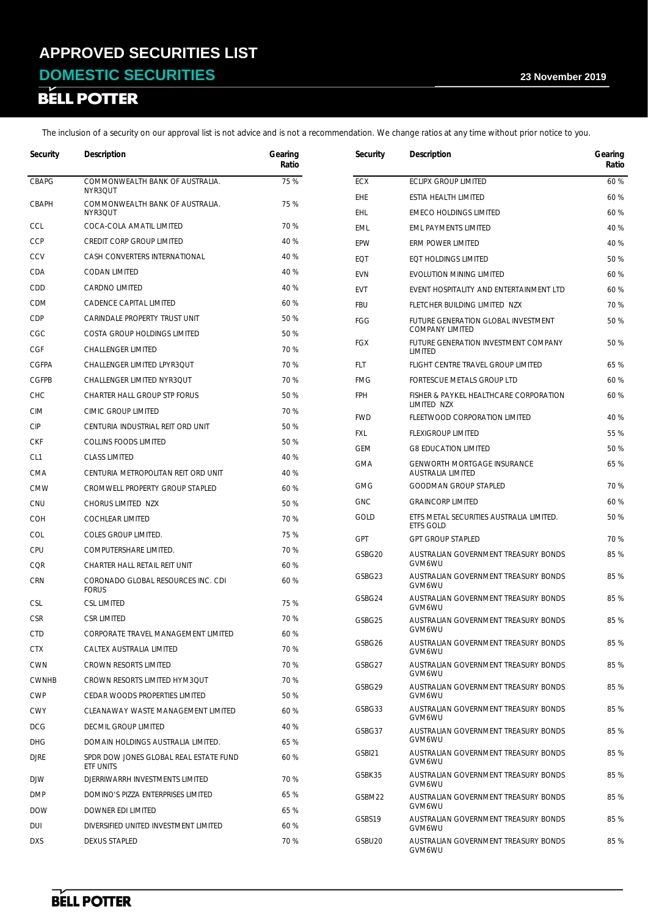# APPROVED SECURITIES LIST

## DOMESTIC SECURITIES

23 November 2019

The inclusion of a security on our approval list is not advice and is not a recommendation. We change ratios at any time without prior notice to you.

| Security | Description | Gearing Ratio |
|---|---|---|
| CBAPG | COMMONWEALTH BANK OF AUSTRALIA. NYR3QUT | 75 % |
| CBAPH | COMMONWEALTH BANK OF AUSTRALIA. NYR3QUT | 75 % |
| CCL | COCA-COLA AMATIL LIMITED | 70 % |
| CCP | CREDIT CORP GROUP LIMITED | 40 % |
| CCV | CASH CONVERTERS INTERNATIONAL | 40 % |
| CDA | CODAN LIMITED | 40 % |
| CDD | CARDNO LIMITED | 40 % |
| CDM | CADENCE CAPITAL LIMITED | 60 % |
| CDP | CARINDALE PROPERTY TRUST UNIT | 50 % |
| CGC | COSTA GROUP HOLDINGS LIMITED | 50 % |
| CGF | CHALLENGER LIMITED | 70 % |
| CGFPA | CHALLENGER LIMITED LPYR3QUT | 70 % |
| CGFPB | CHALLENGER LIMITED NYR3QUT | 70 % |
| CHC | CHARTER HALL GROUP STP FORUS | 50 % |
| CIM | CIMIC GROUP LIMITED | 70 % |
| CIP | CENTURIA INDUSTRIAL REIT ORD UNIT | 50 % |
| CKF | COLLINS FOODS LIMITED | 50 % |
| CL1 | CLASS LIMITED | 40 % |
| CMA | CENTURIA METROPOLITAN REIT ORD UNIT | 40 % |
| CMW | CROMWELL PROPERTY GROUP STAPLED | 60 % |
| CNU | CHORUS LIMITED NZX | 50 % |
| COH | COCHLEAR LIMITED | 70 % |
| COL | COLES GROUP LIMITED. | 75 % |
| CPU | COMPUTERSHARE LIMITED. | 70 % |
| CQR | CHARTER HALL RETAIL REIT UNIT | 60 % |
| CRN | CORONADO GLOBAL RESOURCES INC. CDI FORUS | 60 % |
| CSL | CSL LIMITED | 75 % |
| CSR | CSR LIMITED | 70 % |
| CTD | CORPORATE TRAVEL MANAGEMENT LIMITED | 60 % |
| CTX | CALTEX AUSTRALIA LIMITED | 70 % |
| CWN | CROWN RESORTS LIMITED | 70 % |
| CWNHB | CROWN RESORTS LIMITED HYM3QUT | 70 % |
| CWP | CEDAR WOODS PROPERTIES LIMITED | 50 % |
| CWY | CLEANAWAY WASTE MANAGEMENT LIMITED | 60 % |
| DCG | DECMIL GROUP LIMITED | 40 % |
| DHG | DOMAIN HOLDINGS AUSTRALIA LIMITED. | 65 % |
| DJRE | SPDR DOW JONES GLOBAL REAL ESTATE FUND ETF UNITS | 60 % |
| DJW | DJERRIWARRH INVESTMENTS LIMITED | 70 % |
| DMP | DOMINO'S PIZZA ENTERPRISES LIMITED | 65 % |
| DOW | DOWNER EDI LIMITED | 65 % |
| DUI | DIVERSIFIED UNITED INVESTMENT LIMITED | 60 % |
| DXS | DEXUS STAPLED | 70 % |
| ECX | ECLIPX GROUP LIMITED | 60 % |
| EHE | ESTIA HEALTH LIMITED | 60 % |
| EHL | EMECO HOLDINGS LIMITED | 60 % |
| EML | EML PAYMENTS LIMITED | 40 % |
| EPW | ERM POWER LIMITED | 40 % |
| EQT | EQT HOLDINGS LIMITED | 50 % |
| EVN | EVOLUTION MINING LIMITED | 60 % |
| EVT | EVENT HOSPITALITY AND ENTERTAINMENT LTD | 60 % |
| FBU | FLETCHER BUILDING LIMITED NZX | 70 % |
| FGG | FUTURE GENERATION GLOBAL INVESTMENT COMPANY LIMITED | 50 % |
| FGX | FUTURE GENERATION INVESTMENT COMPANY LIMITED | 50 % |
| FLT | FLIGHT CENTRE TRAVEL GROUP LIMITED | 65 % |
| FMG | FORTESCUE METALS GROUP LTD | 60 % |
| FPH | FISHER & PAYKEL HEALTHCARE CORPORATION LIMITED NZX | 60 % |
| FWD | FLEETWOOD CORPORATION LIMITED | 40 % |
| FXL | FLEXIGROUP LIMITED | 55 % |
| GEM | G8 EDUCATION LIMITED | 50 % |
| GMA | GENWORTH MORTGAGE INSURANCE AUSTRALIA LIMITED | 65 % |
| GMG | GOODMAN GROUP STAPLED | 70 % |
| GNC | GRAINCORP LIMITED | 60 % |
| GOLD | ETFS METAL SECURITIES AUSTRALIA LIMITED. ETFS GOLD | 50 % |
| GPT | GPT GROUP STAPLED | 70 % |
| GSBG20 | AUSTRALIAN GOVERNMENT TREASURY BONDS GVM6WU | 85 % |
| GSBG23 | AUSTRALIAN GOVERNMENT TREASURY BONDS GVM6WU | 85 % |
| GSBG24 | AUSTRALIAN GOVERNMENT TREASURY BONDS GVM6WU | 85 % |
| GSBG25 | AUSTRALIAN GOVERNMENT TREASURY BONDS GVM6WU | 85 % |
| GSBG26 | AUSTRALIAN GOVERNMENT TREASURY BONDS GVM6WU | 85 % |
| GSBG27 | AUSTRALIAN GOVERNMENT TREASURY BONDS GVM6WU | 85 % |
| GSBG29 | AUSTRALIAN GOVERNMENT TREASURY BONDS GVM6WU | 85 % |
| GSBG33 | AUSTRALIAN GOVERNMENT TREASURY BONDS GVM6WU | 85 % |
| GSBG37 | AUSTRALIAN GOVERNMENT TREASURY BONDS GVM6WU | 85 % |
| GSBI21 | AUSTRALIAN GOVERNMENT TREASURY BONDS GVM6WU | 85 % |
| GSBK35 | AUSTRALIAN GOVERNMENT TREASURY BONDS GVM6WU | 85 % |
| GSBM22 | AUSTRALIAN GOVERNMENT TREASURY BONDS GVM6WU | 85 % |
| GSBS19 | AUSTRALIAN GOVERNMENT TREASURY BONDS GVM6WU | 85 % |
| GSBU20 | AUSTRALIAN GOVERNMENT TREASURY BONDS GVM6WU | 85 % |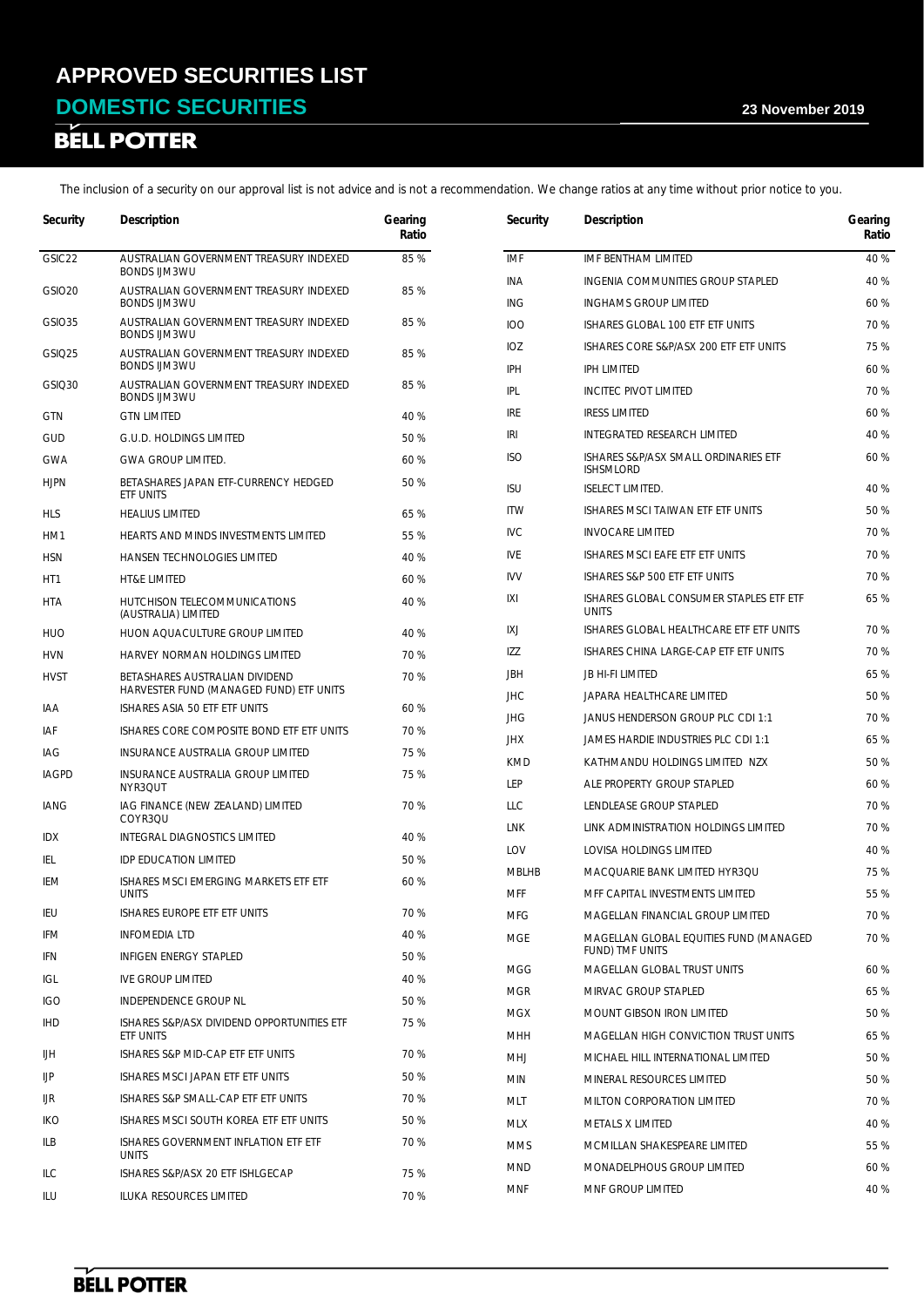# APPROVED SECURITIES LIST

## DOMESTIC SECURITIES

23 November 2019

The inclusion of a security on our approval list is not advice and is not a recommendation. We change ratios at any time without prior notice to you.

| Security | Description | Gearing Ratio |
|---|---|---|
| GSIC22 | AUSTRALIAN GOVERNMENT TREASURY INDEXED BONDS IJM3WU | 85 % |
| GSIO20 | AUSTRALIAN GOVERNMENT TREASURY INDEXED BONDS IJM3WU | 85 % |
| GSIO35 | AUSTRALIAN GOVERNMENT TREASURY INDEXED BONDS IJM3WU | 85 % |
| GSIQ25 | AUSTRALIAN GOVERNMENT TREASURY INDEXED BONDS IJM3WU | 85 % |
| GSIQ30 | AUSTRALIAN GOVERNMENT TREASURY INDEXED BONDS IJM3WU | 85 % |
| GTN | GTN LIMITED | 40 % |
| GUD | G.U.D. HOLDINGS LIMITED | 50 % |
| GWA | GWA GROUP LIMITED. | 60 % |
| HJPN | BETASHARES JAPAN ETF-CURRENCY HEDGED ETF UNITS | 50 % |
| HLS | HEALIUS LIMITED | 65 % |
| HM1 | HEARTS AND MINDS INVESTMENTS LIMITED | 55 % |
| HSN | HANSEN TECHNOLOGIES LIMITED | 40 % |
| HT1 | HT&E LIMITED | 60 % |
| HTA | HUTCHISON TELECOMMUNICATIONS (AUSTRALIA) LIMITED | 40 % |
| HUO | HUON AQUACULTURE GROUP LIMITED | 40 % |
| HVN | HARVEY NORMAN HOLDINGS LIMITED | 70 % |
| HVST | BETASHARES AUSTRALIAN DIVIDEND HARVESTER FUND (MANAGED FUND) ETF UNITS | 70 % |
| IAA | ISHARES ASIA 50 ETF ETF UNITS | 60 % |
| IAF | ISHARES CORE COMPOSITE BOND ETF ETF UNITS | 70 % |
| IAG | INSURANCE AUSTRALIA GROUP LIMITED | 75 % |
| IAGPD | INSURANCE AUSTRALIA GROUP LIMITED NYR3QUT | 75 % |
| IANG | IAG FINANCE (NEW ZEALAND) LIMITED COYR3QU | 70 % |
| IDX | INTEGRAL DIAGNOSTICS LIMITED | 40 % |
| IEL | IDP EDUCATION LIMITED | 50 % |
| IEM | ISHARES MSCI EMERGING MARKETS ETF ETF UNITS | 60 % |
| IEU | ISHARES EUROPE ETF ETF UNITS | 70 % |
| IFM | INFOMEDIA LTD | 40 % |
| IFN | INFIGEN ENERGY STAPLED | 50 % |
| IGL | IVE GROUP LIMITED | 40 % |
| IGO | INDEPENDENCE GROUP NL | 50 % |
| IHD | ISHARES S&P/ASX DIVIDEND OPPORTUNITIES ETF ETF UNITS | 75 % |
| IJH | ISHARES S&P MID-CAP ETF ETF UNITS | 70 % |
| IJP | ISHARES MSCI JAPAN ETF ETF UNITS | 50 % |
| IJR | ISHARES S&P SMALL-CAP ETF ETF UNITS | 70 % |
| IKO | ISHARES MSCI SOUTH KOREA ETF ETF UNITS | 50 % |
| ILB | ISHARES GOVERNMENT INFLATION ETF ETF UNITS | 70 % |
| ILC | ISHARES S&P/ASX 20 ETF ISHLGECAP | 75 % |
| ILU | ILUKA RESOURCES LIMITED | 70 % |
| IMF | IMF BENTHAM LIMITED | 40 % |
| INA | INGENIA COMMUNITIES GROUP STAPLED | 40 % |
| ING | INGHAMS GROUP LIMITED | 60 % |
| IOO | ISHARES GLOBAL 100 ETF ETF UNITS | 70 % |
| IOZ | ISHARES CORE S&P/ASX 200 ETF ETF UNITS | 75 % |
| IPH | IPH LIMITED | 60 % |
| IPL | INCITEC PIVOT LIMITED | 70 % |
| IRE | IRESS LIMITED | 60 % |
| IRI | INTEGRATED RESEARCH LIMITED | 40 % |
| ISO | ISHARES S&P/ASX SMALL ORDINARIES ETF ISHSMLORD | 60 % |
| ISU | ISELECT LIMITED. | 40 % |
| ITW | ISHARES MSCI TAIWAN ETF ETF UNITS | 50 % |
| IVC | INVOCARE LIMITED | 70 % |
| IVE | ISHARES MSCI EAFE ETF ETF UNITS | 70 % |
| IVV | ISHARES S&P 500 ETF ETF UNITS | 70 % |
| IXI | ISHARES GLOBAL CONSUMER STAPLES ETF ETF UNITS | 65 % |
| IXJ | ISHARES GLOBAL HEALTHCARE ETF ETF UNITS | 70 % |
| IZZ | ISHARES CHINA LARGE-CAP ETF ETF UNITS | 70 % |
| JBH | JB HI-FI LIMITED | 65 % |
| JHC | JAPARA HEALTHCARE LIMITED | 50 % |
| JHG | JANUS HENDERSON GROUP PLC CDI 1:1 | 70 % |
| JHX | JAMES HARDIE INDUSTRIES PLC CDI 1:1 | 65 % |
| KMD | KATHMANDU HOLDINGS LIMITED NZX | 50 % |
| LEP | ALE PROPERTY GROUP STAPLED | 60 % |
| LLC | LENDLEASE GROUP STAPLED | 70 % |
| LNK | LINK ADMINISTRATION HOLDINGS LIMITED | 70 % |
| LOV | LOVISA HOLDINGS LIMITED | 40 % |
| MBLHB | MACQUARIE BANK LIMITED HYR3QU | 75 % |
| MFF | MFF CAPITAL INVESTMENTS LIMITED | 55 % |
| MFG | MAGELLAN FINANCIAL GROUP LIMITED | 70 % |
| MGE | MAGELLAN GLOBAL EQUITIES FUND (MANAGED FUND) TMF UNITS | 70 % |
| MGG | MAGELLAN GLOBAL TRUST UNITS | 60 % |
| MGR | MIRVAC GROUP STAPLED | 65 % |
| MGX | MOUNT GIBSON IRON LIMITED | 50 % |
| MHH | MAGELLAN HIGH CONVICTION TRUST UNITS | 65 % |
| MHJ | MICHAEL HILL INTERNATIONAL LIMITED | 50 % |
| MIN | MINERAL RESOURCES LIMITED | 50 % |
| MLT | MILTON CORPORATION LIMITED | 70 % |
| MLX | METALS X LIMITED | 40 % |
| MMS | MCMILLAN SHAKESPEARE LIMITED | 55 % |
| MND | MONADELPHOUS GROUP LIMITED | 60 % |
| MNF | MNF GROUP LIMITED | 40 % |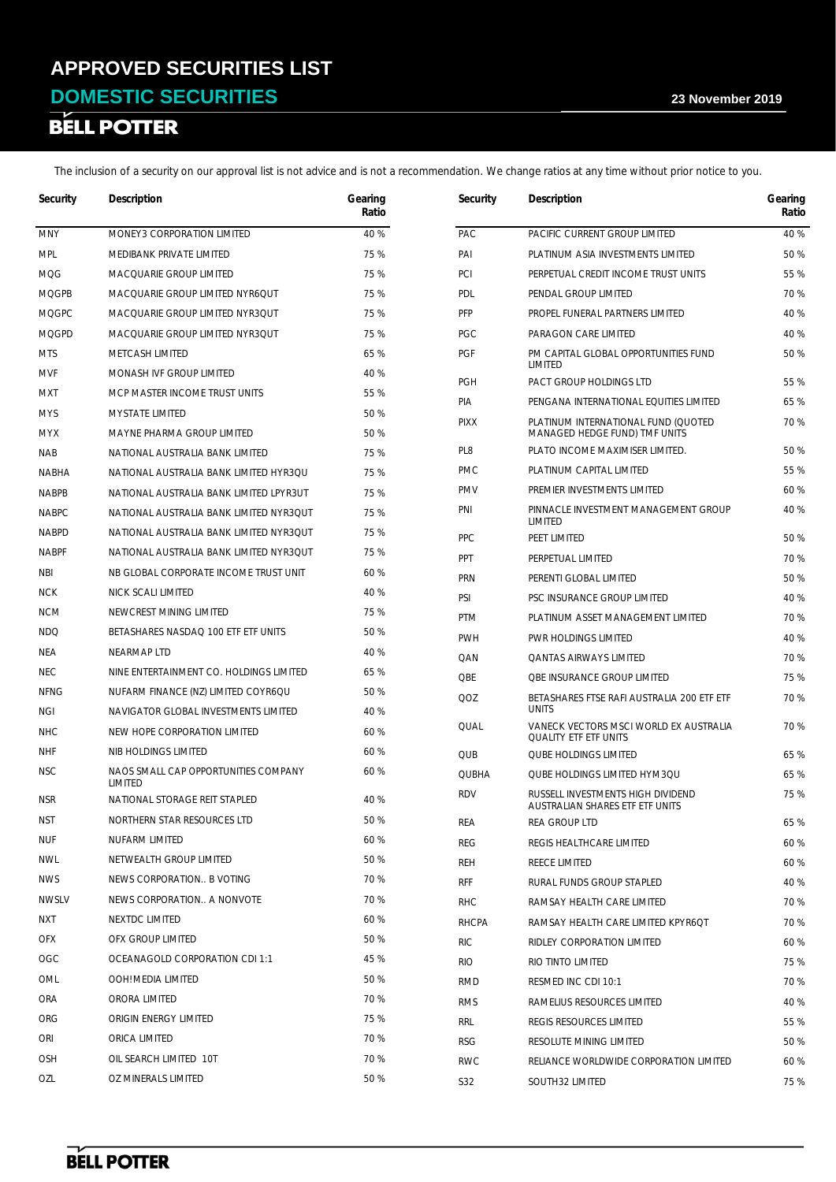# APPROVED SECURITIES LIST

## DOMESTIC SECURITIES

23 November 2019

BELL POTTER

The inclusion of a security on our approval list is not advice and is not a recommendation. We change ratios at any time without prior notice to you.

| Security | Description | Gearing Ratio |
|---|---|---|
| MNY | MONEY3 CORPORATION LIMITED | 40 % |
| MPL | MEDIBANK PRIVATE LIMITED | 75 % |
| MQG | MACQUARIE GROUP LIMITED | 75 % |
| MQGPB | MACQUARIE GROUP LIMITED NYR6QUT | 75 % |
| MQGPC | MACQUARIE GROUP LIMITED NYR3QUT | 75 % |
| MQGPD | MACQUARIE GROUP LIMITED NYR3QUT | 75 % |
| MTS | METCASH LIMITED | 65 % |
| MVF | MONASH IVF GROUP LIMITED | 40 % |
| MXT | MCP MASTER INCOME TRUST UNITS | 55 % |
| MYS | MYSTATE LIMITED | 50 % |
| MYX | MAYNE PHARMA GROUP LIMITED | 50 % |
| NAB | NATIONAL AUSTRALIA BANK LIMITED | 75 % |
| NABHA | NATIONAL AUSTRALIA BANK LIMITED HYR3QU | 75 % |
| NABPB | NATIONAL AUSTRALIA BANK LIMITED LPYR3UT | 75 % |
| NABPC | NATIONAL AUSTRALIA BANK LIMITED NYR3QUT | 75 % |
| NABPD | NATIONAL AUSTRALIA BANK LIMITED NYR3QUT | 75 % |
| NABPF | NATIONAL AUSTRALIA BANK LIMITED NYR3QUT | 75 % |
| NBI | NB GLOBAL CORPORATE INCOME TRUST UNIT | 60 % |
| NCK | NICK SCALI LIMITED | 40 % |
| NCM | NEWCREST MINING LIMITED | 75 % |
| NDQ | BETASHARES NASDAQ 100 ETF ETF UNITS | 50 % |
| NEA | NEARMAP LTD | 40 % |
| NEC | NINE ENTERTAINMENT CO. HOLDINGS LIMITED | 65 % |
| NFNG | NUFARM FINANCE (NZ) LIMITED COYR6QU | 50 % |
| NGI | NAVIGATOR GLOBAL INVESTMENTS LIMITED | 40 % |
| NHC | NEW HOPE CORPORATION LIMITED | 60 % |
| NHF | NIB HOLDINGS LIMITED | 60 % |
| NSC | NAOS SMALL CAP OPPORTUNITIES COMPANY LIMITED | 60 % |
| NSR | NATIONAL STORAGE REIT STAPLED | 40 % |
| NST | NORTHERN STAR RESOURCES LTD | 50 % |
| NUF | NUFARM LIMITED | 60 % |
| NWL | NETWEALTH GROUP LIMITED | 50 % |
| NWS | NEWS CORPORATION.. B VOTING | 70 % |
| NWSLV | NEWS CORPORATION.. A NONVOTE | 70 % |
| NXT | NEXTDC LIMITED | 60 % |
| OFX | OFX GROUP LIMITED | 50 % |
| OGC | OCEANAGOLD CORPORATION CDI 1:1 | 45 % |
| OML | OOH!MEDIA LIMITED | 50 % |
| ORA | ORORA LIMITED | 70 % |
| ORG | ORIGIN ENERGY LIMITED | 75 % |
| ORI | ORICA LIMITED | 70 % |
| OSH | OIL SEARCH LIMITED 10T | 70 % |
| OZL | OZ MINERALS LIMITED | 50 % |
| PAC | PACIFIC CURRENT GROUP LIMITED | 40 % |
| PAI | PLATINUM ASIA INVESTMENTS LIMITED | 50 % |
| PCI | PERPETUAL CREDIT INCOME TRUST UNITS | 55 % |
| PDL | PENDAL GROUP LIMITED | 70 % |
| PFP | PROPEL FUNERAL PARTNERS LIMITED | 40 % |
| PGC | PARAGON CARE LIMITED | 40 % |
| PGF | PM CAPITAL GLOBAL OPPORTUNITIES FUND LIMITED | 50 % |
| PGH | PACT GROUP HOLDINGS LTD | 55 % |
| PIA | PENGANA INTERNATIONAL EQUITIES LIMITED | 65 % |
| PIXX | PLATINUM INTERNATIONAL FUND (QUOTED MANAGED HEDGE FUND) TMF UNITS | 70 % |
| PL8 | PLATO INCOME MAXIMISER LIMITED. | 50 % |
| PMC | PLATINUM CAPITAL LIMITED | 55 % |
| PMV | PREMIER INVESTMENTS LIMITED | 60 % |
| PNI | PINNACLE INVESTMENT MANAGEMENT GROUP LIMITED | 40 % |
| PPC | PEET LIMITED | 50 % |
| PPT | PERPETUAL LIMITED | 70 % |
| PRN | PERENTI GLOBAL LIMITED | 50 % |
| PSI | PSC INSURANCE GROUP LIMITED | 40 % |
| PTM | PLATINUM ASSET MANAGEMENT LIMITED | 70 % |
| PWH | PWR HOLDINGS LIMITED | 40 % |
| QAN | QANTAS AIRWAYS LIMITED | 70 % |
| QBE | QBE INSURANCE GROUP LIMITED | 75 % |
| QOZ | BETASHARES FTSE RAFI AUSTRALIA 200 ETF ETF UNITS | 70 % |
| QUAL | VANECK VECTORS MSCI WORLD EX AUSTRALIA QUALITY ETF ETF UNITS | 70 % |
| QUB | QUBE HOLDINGS LIMITED | 65 % |
| QUBHA | QUBE HOLDINGS LIMITED HYM3QU | 65 % |
| RDV | RUSSELL INVESTMENTS HIGH DIVIDEND AUSTRALIAN SHARES ETF ETF UNITS | 75 % |
| REA | REA GROUP LTD | 65 % |
| REG | REGIS HEALTHCARE LIMITED | 60 % |
| REH | REECE LIMITED | 60 % |
| RFF | RURAL FUNDS GROUP STAPLED | 40 % |
| RHC | RAMSAY HEALTH CARE LIMITED | 70 % |
| RHCPA | RAMSAY HEALTH CARE LIMITED KPYR6QT | 70 % |
| RIC | RIDLEY CORPORATION LIMITED | 60 % |
| RIO | RIO TINTO LIMITED | 75 % |
| RMD | RESMED INC CDI 10:1 | 70 % |
| RMS | RAMELIUS RESOURCES LIMITED | 40 % |
| RRL | REGIS RESOURCES LIMITED | 55 % |
| RSG | RESOLUTE MINING LIMITED | 50 % |
| RWC | RELIANCE WORLDWIDE CORPORATION LIMITED | 60 % |
| S32 | SOUTH32 LIMITED | 75 % |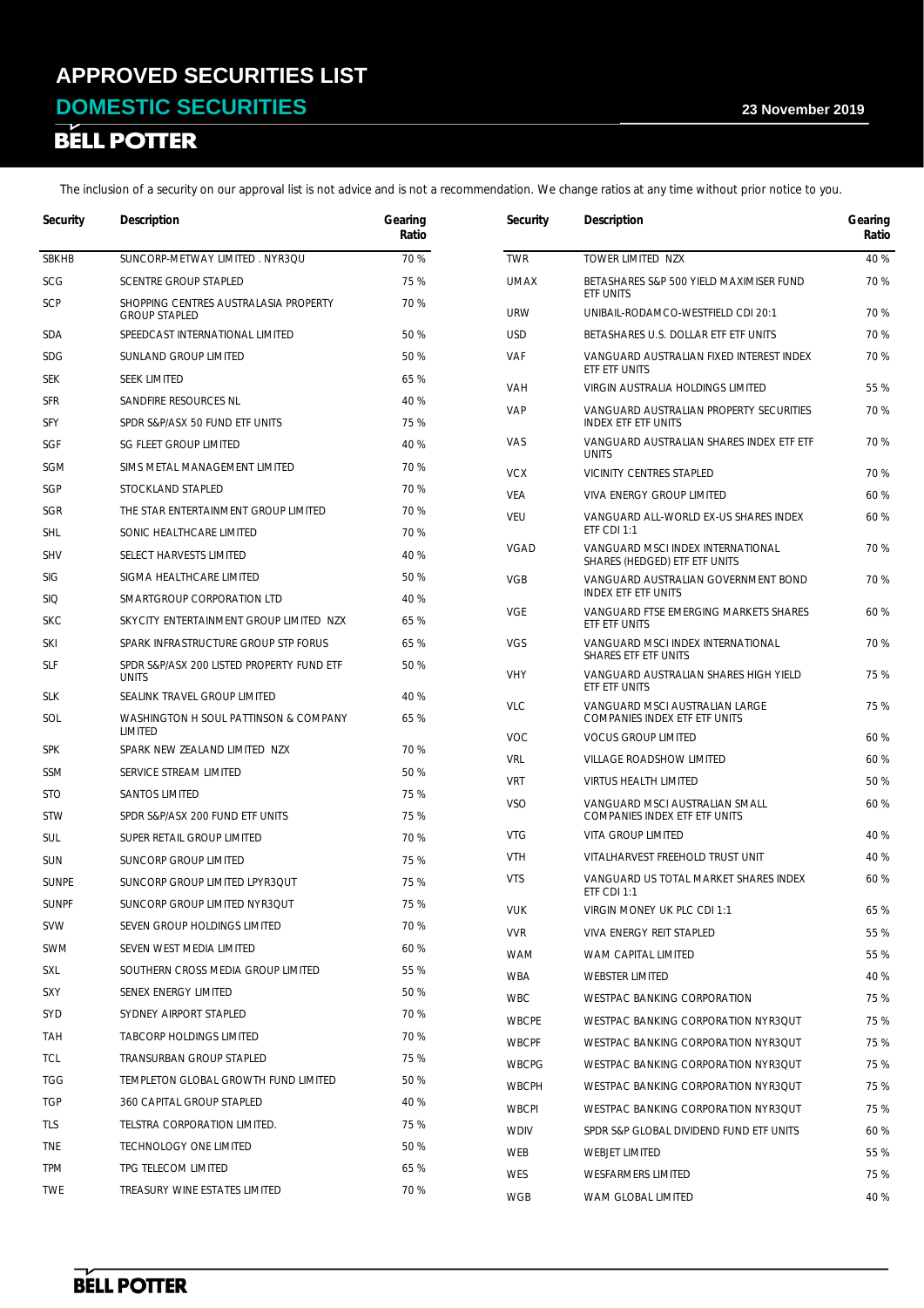# APPROVED SECURITIES LIST

## DOMESTIC SECURITIES

23 November 2019

BELL POTTER

The inclusion of a security on our approval list is not advice and is not a recommendation. We change ratios at any time without prior notice to you.

| Security | Description | Gearing Ratio |
|---|---|---|
| SBKHB | SUNCORP-METWAY LIMITED . NYR3QU | 70 % |
| SCG | SCENTRE GROUP STAPLED | 75 % |
| SCP | SHOPPING CENTRES AUSTRALASIA PROPERTY GROUP STAPLED | 70 % |
| SDA | SPEEDCAST INTERNATIONAL LIMITED | 50 % |
| SDG | SUNLAND GROUP LIMITED | 50 % |
| SEK | SEEK LIMITED | 65 % |
| SFR | SANDFIRE RESOURCES NL | 40 % |
| SFY | SPDR S&P/ASX 50 FUND ETF UNITS | 75 % |
| SGF | SG FLEET GROUP LIMITED | 40 % |
| SGM | SIMS METAL MANAGEMENT LIMITED | 70 % |
| SGP | STOCKLAND STAPLED | 70 % |
| SGR | THE STAR ENTERTAINMENT GROUP LIMITED | 70 % |
| SHL | SONIC HEALTHCARE LIMITED | 70 % |
| SHV | SELECT HARVESTS LIMITED | 40 % |
| SIG | SIGMA HEALTHCARE LIMITED | 50 % |
| SIQ | SMARTGROUP CORPORATION LTD | 40 % |
| SKC | SKYCITY ENTERTAINMENT GROUP LIMITED NZX | 65 % |
| SKI | SPARK INFRASTRUCTURE GROUP STP FORUS | 65 % |
| SLF | SPDR S&P/ASX 200 LISTED PROPERTY FUND ETF UNITS | 50 % |
| SLK | SEALINK TRAVEL GROUP LIMITED | 40 % |
| SOL | WASHINGTON H SOUL PATTINSON & COMPANY LIMITED | 65 % |
| SPK | SPARK NEW ZEALAND LIMITED NZX | 70 % |
| SSM | SERVICE STREAM LIMITED | 50 % |
| STO | SANTOS LIMITED | 75 % |
| STW | SPDR S&P/ASX 200 FUND ETF UNITS | 75 % |
| SUL | SUPER RETAIL GROUP LIMITED | 70 % |
| SUN | SUNCORP GROUP LIMITED | 75 % |
| SUNPE | SUNCORP GROUP LIMITED LPYR3QUT | 75 % |
| SUNPF | SUNCORP GROUP LIMITED NYR3QUT | 75 % |
| SVW | SEVEN GROUP HOLDINGS LIMITED | 70 % |
| SWM | SEVEN WEST MEDIA LIMITED | 60 % |
| SXL | SOUTHERN CROSS MEDIA GROUP LIMITED | 55 % |
| SXY | SENEX ENERGY LIMITED | 50 % |
| SYD | SYDNEY AIRPORT STAPLED | 70 % |
| TAH | TABCORP HOLDINGS LIMITED | 70 % |
| TCL | TRANSURBAN GROUP STAPLED | 75 % |
| TGG | TEMPLETON GLOBAL GROWTH FUND LIMITED | 50 % |
| TGP | 360 CAPITAL GROUP STAPLED | 40 % |
| TLS | TELSTRA CORPORATION LIMITED. | 75 % |
| TNE | TECHNOLOGY ONE LIMITED | 50 % |
| TPM | TPG TELECOM LIMITED | 65 % |
| TWE | TREASURY WINE ESTATES LIMITED | 70 % |
| TWR | TOWER LIMITED NZX | 40 % |
| UMAX | BETASHARES S&P 500 YIELD MAXIMISER FUND ETF UNITS | 70 % |
| URW | UNIBAIL-RODAMCO-WESTFIELD CDI 20:1 | 70 % |
| USD | BETASHARES U.S. DOLLAR ETF ETF UNITS | 70 % |
| VAF | VANGUARD AUSTRALIAN FIXED INTEREST INDEX ETF ETF UNITS | 70 % |
| VAH | VIRGIN AUSTRALIA HOLDINGS LIMITED | 55 % |
| VAP | VANGUARD AUSTRALIAN PROPERTY SECURITIES INDEX ETF ETF UNITS | 70 % |
| VAS | VANGUARD AUSTRALIAN SHARES INDEX ETF ETF UNITS | 70 % |
| VCX | VICINITY CENTRES STAPLED | 70 % |
| VEA | VIVA ENERGY GROUP LIMITED | 60 % |
| VEU | VANGUARD ALL-WORLD EX-US SHARES INDEX ETF CDI 1:1 | 60 % |
| VGAD | VANGUARD MSCI INDEX INTERNATIONAL SHARES (HEDGED) ETF ETF UNITS | 70 % |
| VGB | VANGUARD AUSTRALIAN GOVERNMENT BOND INDEX ETF ETF UNITS | 70 % |
| VGE | VANGUARD FTSE EMERGING MARKETS SHARES ETF ETF UNITS | 60 % |
| VGS | VANGUARD MSCI INDEX INTERNATIONAL SHARES ETF ETF UNITS | 70 % |
| VHY | VANGUARD AUSTRALIAN SHARES HIGH YIELD ETF ETF UNITS | 75 % |
| VLC | VANGUARD MSCI AUSTRALIAN LARGE COMPANIES INDEX ETF ETF UNITS | 75 % |
| VOC | VOCUS GROUP LIMITED | 60 % |
| VRL | VILLAGE ROADSHOW LIMITED | 60 % |
| VRT | VIRTUS HEALTH LIMITED | 50 % |
| VSO | VANGUARD MSCI AUSTRALIAN SMALL COMPANIES INDEX ETF ETF UNITS | 60 % |
| VTG | VITA GROUP LIMITED | 40 % |
| VTH | VITALHARVEST FREEHOLD TRUST UNIT | 40 % |
| VTS | VANGUARD US TOTAL MARKET SHARES INDEX ETF CDI 1:1 | 60 % |
| VUK | VIRGIN MONEY UK PLC CDI 1:1 | 65 % |
| VVR | VIVA ENERGY REIT STAPLED | 55 % |
| WAM | WAM CAPITAL LIMITED | 55 % |
| WBA | WEBSTER LIMITED | 40 % |
| WBC | WESTPAC BANKING CORPORATION | 75 % |
| WBCPE | WESTPAC BANKING CORPORATION NYR3QUT | 75 % |
| WBCPF | WESTPAC BANKING CORPORATION NYR3QUT | 75 % |
| WBCPG | WESTPAC BANKING CORPORATION NYR3QUT | 75 % |
| WBCPH | WESTPAC BANKING CORPORATION NYR3QUT | 75 % |
| WBCPI | WESTPAC BANKING CORPORATION NYR3QUT | 75 % |
| WDIV | SPDR S&P GLOBAL DIVIDEND FUND ETF UNITS | 60 % |
| WEB | WEBJET LIMITED | 55 % |
| WES | WESFARMERS LIMITED | 75 % |
| WGB | WAM GLOBAL LIMITED | 40 % |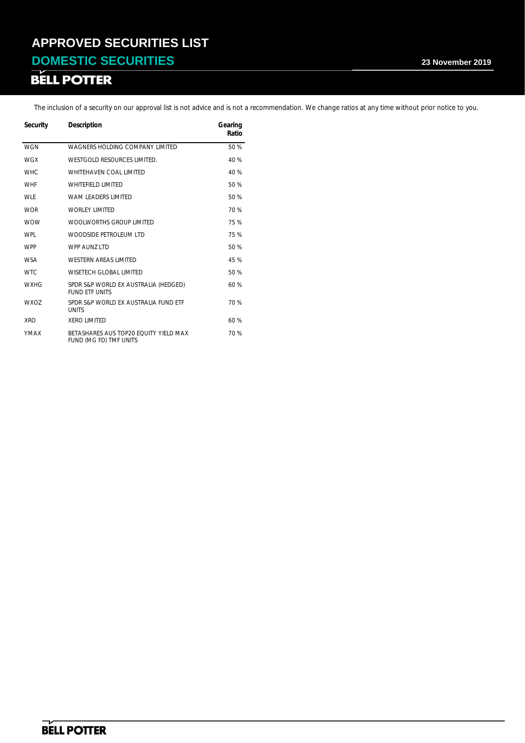# APPROVED SECURITIES LIST

## DOMESTIC SECURITIES

23 November 2019

BELL POTTER

The inclusion of a security on our approval list is not advice and is not a recommendation. We change ratios at any time without prior notice to you.

| Security | Description | Gearing Ratio |
|---|---|---|
| WGN | WAGNERS HOLDING COMPANY LIMITED | 50 % |
| WGX | WESTGOLD RESOURCES LIMITED. | 40 % |
| WHC | WHITEHAVEN COAL LIMITED | 40 % |
| WHF | WHITEFIELD LIMITED | 50 % |
| WLE | WAM LEADERS LIMITED | 50 % |
| WOR | WORLEY LIMITED | 70 % |
| WOW | WOOLWORTHS GROUP LIMITED | 75 % |
| WPL | WOODSIDE PETROLEUM LTD | 75 % |
| WPP | WPP AUNZ LTD | 50 % |
| WSA | WESTERN AREAS LIMITED | 45 % |
| WTC | WISETECH GLOBAL LIMITED | 50 % |
| WXHG | SPDR S&P WORLD EX AUSTRALIA (HEDGED) FUND ETF UNITS | 60 % |
| WXOZ | SPDR S&P WORLD EX AUSTRALIA FUND ETF UNITS | 70 % |
| XRO | XERO LIMITED | 60 % |
| YMAX | BETASHARES AUS TOP20 EQUITY YIELD MAX FUND (MG FD) TMF UNITS | 70 % |